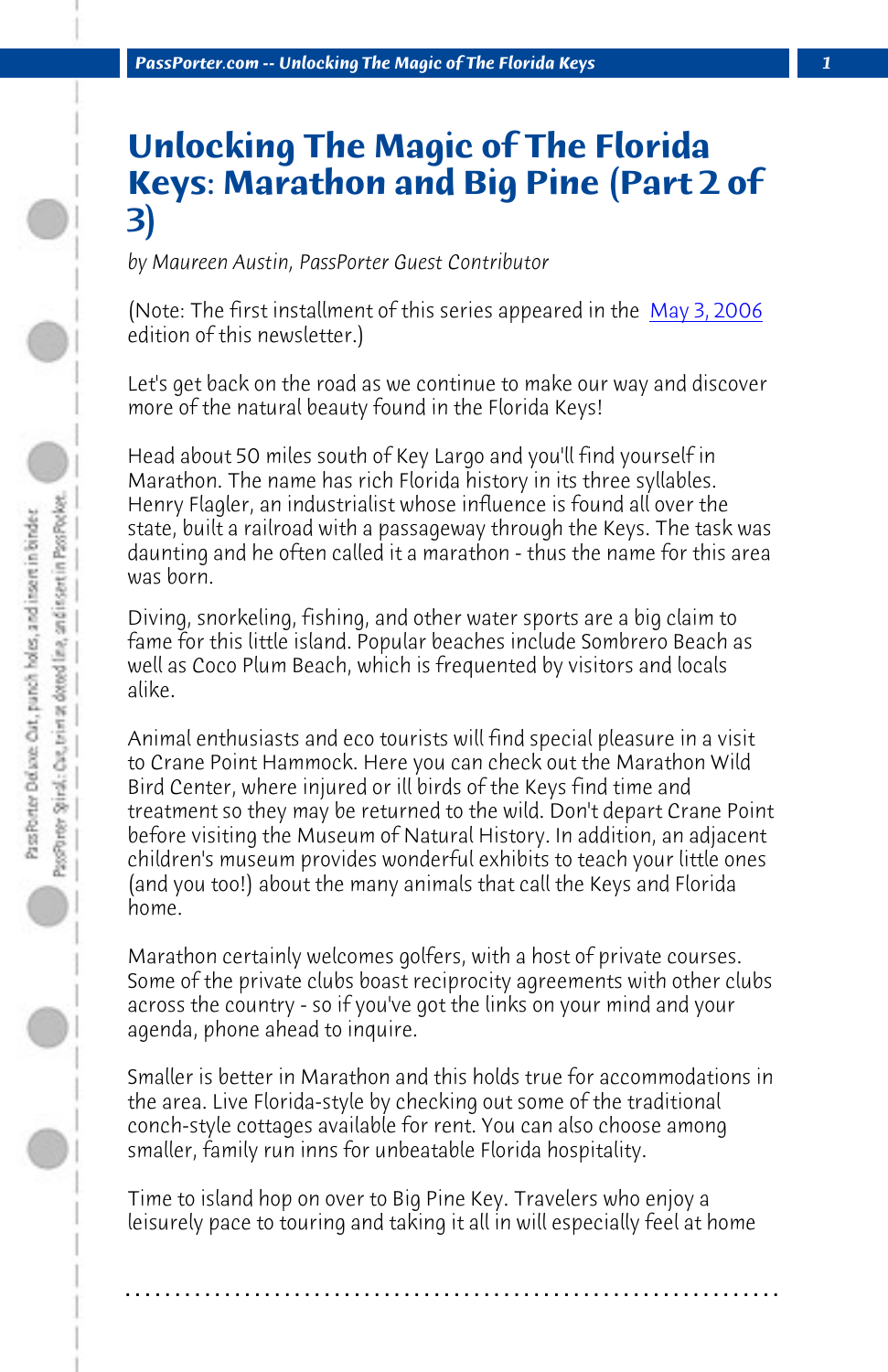# Unlocking The Magic of The Florida Keys: Marathon and Big Pine (Part 2 of 3)

*by Maureen Austin, PassPorter Guest Contributor*

(Note: The first installment of this series appeared in the May 3, 2006 edition of this newsletter.)

Let's get back on the road as we continue to make our way and discover more of the natural beauty found in the Florida Keys!

Head about 50 miles south of Key Largo and you'll find yourself in Marathon. The name has rich Florida history in its three syllables. Henry Flagler, an industrialist whose influence is found all over the state, built a railroad with a passageway through the Keys. The task was daunting and he often called it a marathon - thus the name for this area was born.

Diving, snorkeling, fishing, and other water sports are a big claim to fame for this little island. Popular beaches include Sombrero Beach as well as Coco Plum Beach, which is frequented by visitors and locals alike.

Animal enthusiasts and eco tourists will find special pleasure in a visit to Crane Point Hammock. Here you can check out the Marathon Wild Bird Center, where injured or ill birds of the Keys find time and treatment so they may be returned to the wild. Don't depart Crane Point before visiting the Museum of Natural History. In addition, an adjacent children's museum provides wonderful exhibits to teach your little ones (and you too!) about the many animals that call the Keys and Florida home.

Marathon certainly welcomes golfers, with a host of private courses. Some of the private clubs boast reciprocity agreements with other clubs across the country - so if you've got the links on your mind and your agenda, phone ahead to inquire.

Smaller is better in Marathon and this holds true for accommodations in the area. Live Florida-style by checking out some of the traditional conch-style cottages available for rent. You can also choose among smaller, family run inns for unbeatable Florida hospitality.

Time to island hop on over to Big Pine Key. Travelers who enjoy a leisurely pace to touring and taking it all in will especially feel at home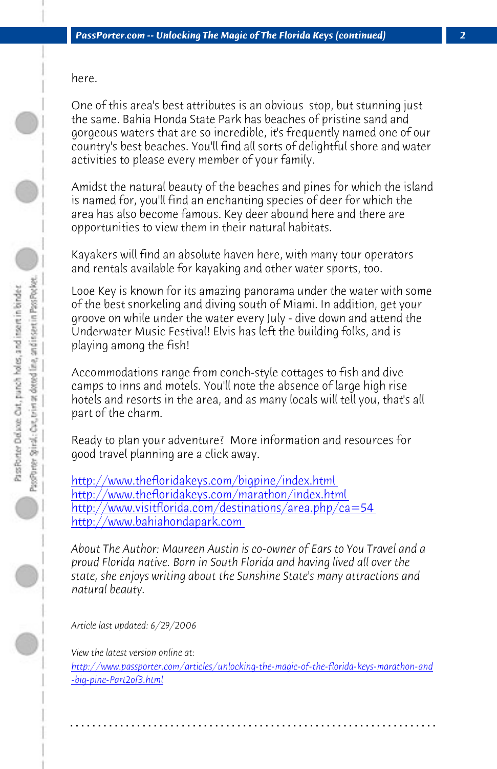here.

One of this area's best attributes is an obvious  stop, but stunning just the same. Bahia Honda State Park has beaches of pristine sand and gorgeous waters that are so incredible, it's frequently named one of our country's best beaches. You'll find all sorts of delightful shore and water activities to please every member of your family.

Amidst the natural beauty of the beaches and pines for which the island is named for, you'll find an enchanting species of deer for which the area has also become famous. Key deer abound here and there are opportunities to view them in their natural habitats.

Kayakers will find an absolute haven here, with many tour operators and rentals available for kayaking and other water sports, too.

Looe Key is known for its amazing panorama under the water with some of the best snorkeling and diving south of Miami. In addition, get your groove on while under the water every July - dive down and attend the Underwater Music Festival! Elvis has left the building folks, and is playing among the fish!

Accommodations range from conch-style cottages to fish and dive camps to inns and motels. You'll note the absence of large high rise hotels and resorts in the area, and as many locals will tell you, that's all part of the charm.

Ready to plan your adventure?  More information and resources for good travel planning are a click away.

http://www.thefloridakeys.com/bigpine/index.html
http://www.thefloridakeys.com/marathon/index.html
http://www.visitflorida.com/destinations/area.php/ca=54
http://www.bahiahondapark.com

*About The Author: Maureen Austin is co-owner of Ears to You Travel and a proud Florida native. Born in South Florida and having lived all over the state, she enjoys writing about the Sunshine State's many attractions and natural beauty.*

*Article last updated: 6/29/2006*

*View the latest version online at:*
*http://www.passporter.com/articles/unlocking-the-magic-of-the-florida-keys-marathon-and-big-pine-Part2of3.html*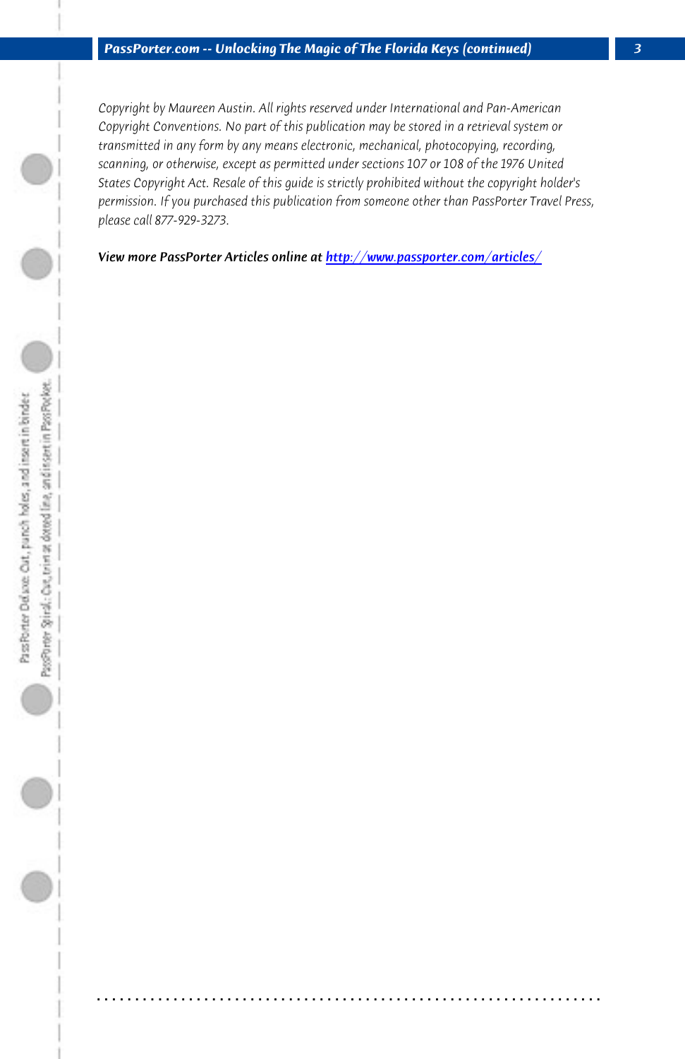*Copyright by Maureen Austin. All rights reserved under International and Pan-American Copyright Conventions. No part of this publication may be stored in a retrieval system or transmitted in any form by any means electronic, mechanical, photocopying, recording, scanning, or otherwise, except as permitted under sections 107 or 108 of the 1976 United States Copyright Act. Resale of this guide is strictly prohibited without the copyright holder's permission. If you purchased this publication from someone other than PassPorter Travel Press, please call 877-929-3273.*

***View more PassPorter Articles online at [http://www.passporter.com/articles/](http://www.passporter.com/articles/)***